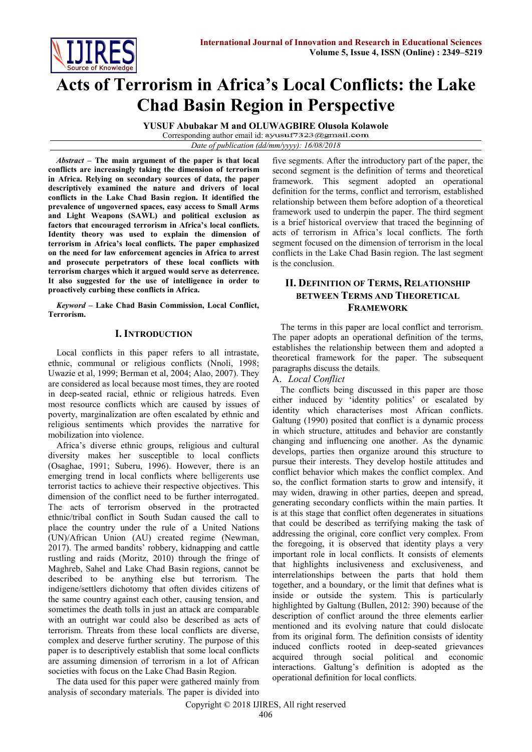# Acts of Terrorism in Africa's Local Conflicts: the Lake Chad Basin Region in Perspective

**YUSUF Abubakar M and OLUWAGBIRE Olusola Kolawole**

Corresponding author email id: ayusuf7323@gmail.com

*Date of publication (dd/mm/yyyy): 16/08/2018*

***Abstract* – The main argument of the paper is that local conflicts are increasingly taking the dimension of terrorism in Africa. Relying on secondary sources of data, the paper descriptively examined the nature and drivers of local conflicts in the Lake Chad Basin region. It identified the prevalence of ungoverned spaces, easy access to Small Arms and Light Weapons (SAWL) and political exclusion as factors that encouraged terrorism in Africa's local conflicts. Identity theory was used to explain the dimension of terrorism in Africa's local conflicts. The paper emphasized on the need for law enforcement agencies in Africa to arrest and prosecute perpetrators of these local conflicts with terrorism charges which it argued would serve as deterrence. It also suggested for the use of intelligence in order to proactively curbing these conflicts in Africa.**

***Keyword* – Lake Chad Basin Commission, Local Conflict, Terrorism.**

## I. Introduction

Local conflicts in this paper refers to all intrastate, ethnic, communal or religious conflicts (Nnoli, 1998; Uwazie et al, 1999; Berman et al, 2004; Alao, 2007). They are considered as local because most times, they are rooted in deep-seated racial, ethnic or religious hatreds. Even most resource conflicts which are caused by issues of poverty, marginalization are often escalated by ethnic and religious sentiments which provides the narrative for mobilization into violence.

Africa's diverse ethnic groups, religious and cultural diversity makes her susceptible to local conflicts (Osaghae, 1991; Suberu, 1996). However, there is an emerging trend in local conflicts where belligerents use terrorist tactics to achieve their respective objectives. This dimension of the conflict need to be further interrogated. The acts of terrorism observed in the protracted ethnic/tribal conflict in South Sudan caused the call to place the country under the rule of a United Nations (UN)/African Union (AU) created regime (Newman, 2017). The armed bandits' robbery, kidnapping and cattle rustling and raids (Moritz, 2010) through the fringe of Maghreb, Sahel and Lake Chad Basin regions, cannot be described to be anything else but terrorism. The indigene/settlers dichotomy that often divides citizens of the same country against each other, causing tension, and sometimes the death tolls in just an attack are comparable with an outright war could also be described as acts of terrorism. Threats from these local conflicts are diverse, complex and deserve further scrutiny. The purpose of this paper is to descriptively establish that some local conflicts are assuming dimension of terrorism in a lot of African societies with focus on the Lake Chad Basin Region.

The data used for this paper were gathered mainly from analysis of secondary materials. The paper is divided into five segments. After the introductory part of the paper, the second segment is the definition of terms and theoretical framework. This segment adopted an operational definition for the terms, conflict and terrorism, established relationship between them before adoption of a theoretical framework used to underpin the paper. The third segment is a brief historical overview that traced the beginning of acts of terrorism in Africa's local conflicts. The forth segment focused on the dimension of terrorism in the local conflicts in the Lake Basin region. The last segment is the conclusion.

## II. Definition of Terms, Relationship between Terms and Theoretical Framework

The terms in this paper are local conflict and terrorism. The paper adopts an operational definition of the terms, establishes the relationship between them and adopted a theoretical framework for the paper. The subsequent paragraphs discuss the details.

### A. *Local Conflict*

The conflicts being discussed in this paper are those either induced by 'identity politics' or escalated by identity which characterises most African conflicts. Galtung (1990) posited that conflict is a dynamic process in which structure, attitudes and behavior are constantly changing and influencing one another. As the dynamic develops, parties then organize around this structure to pursue their interests. They develop hostile attitudes and conflict behavior which makes the conflict complex. And so, the conflict formation starts to grow and intensify, it may widen, drawing in other parties, deepen and spread, generating secondary conflicts within the main parties. It is at this stage that conflict often degenerates in situations that could be described as terrifying making the task of addressing the original, core conflict very complex. From the foregoing, it is observed that identity plays a very important role in local conflicts. It consists of elements that highlights inclusiveness and exclusiveness, and interrelationships between the parts that hold them together, and a boundary, or the limit that defines what is inside or outside the system. This is particularly highlighted by Galtung (Bullen, 2012: 390) because of the description of conflict around the three elements earlier mentioned and its evolving nature that could dislocate from its original form. The definition consists of identity induced conflicts rooted in deep-seated grievances acquired through social political and economic interactions. Galtung's definition is adopted as the operational definition for local conflicts.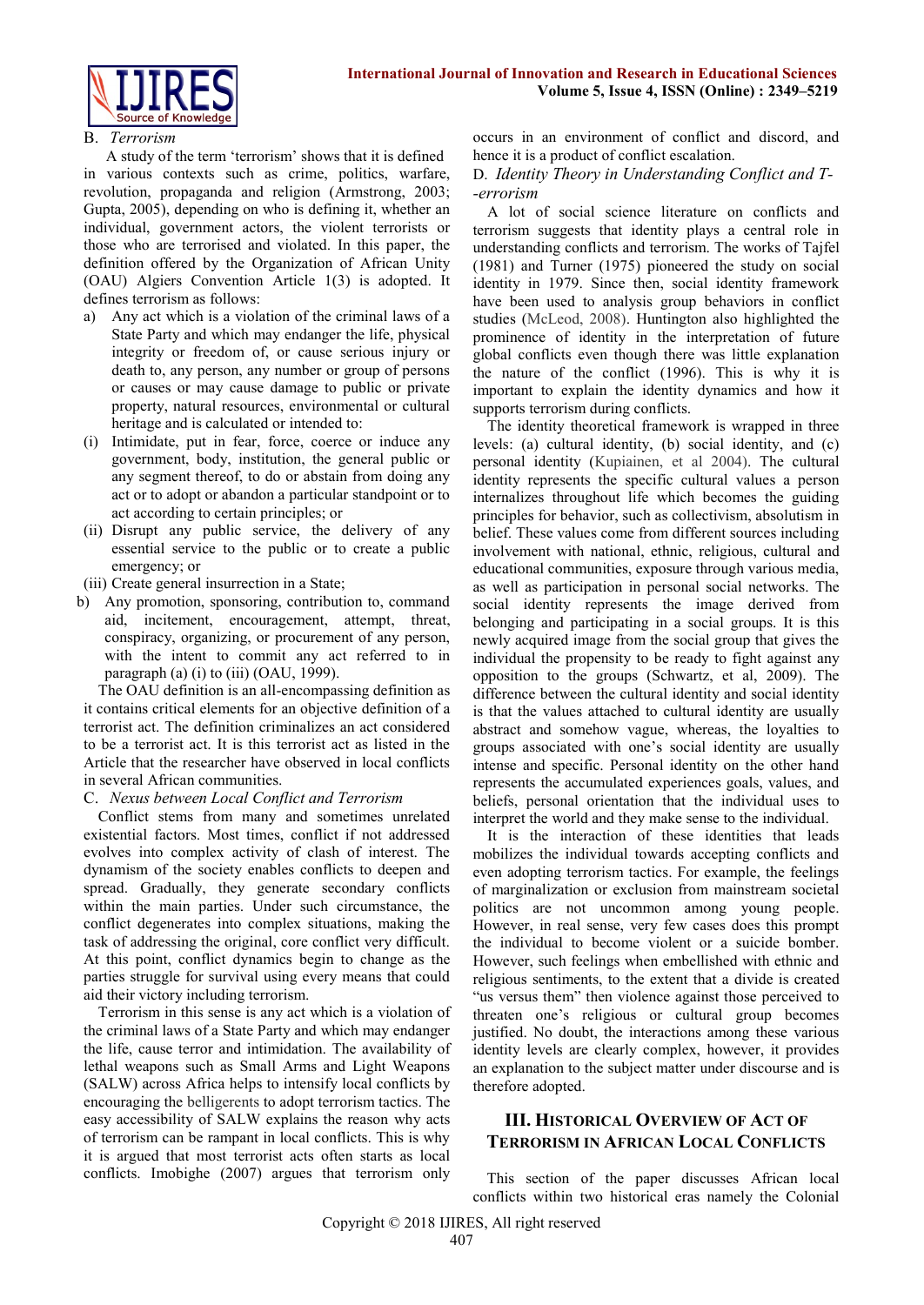### B. *Terrorism*

A study of the term 'terrorism' shows that it is defined in various contexts such as crime, politics, warfare, revolution, propaganda and religion (Armstrong, 2003; Gupta, 2005), depending on who is defining it, whether an individual, government actors, the violent terrorists or those who are terrorised and violated. In this paper, the definition offered by the Organization of African Unity (OAU) Algiers Convention Article 1(3) is adopted. It defines terrorism as follows:

a) Any act which is a violation of the criminal laws of a State Party and which may endanger the life, physical integrity or freedom of, or cause serious injury or death to, any person, any number or group of persons or causes or may cause damage to public or private property, natural resources, environmental or cultural heritage and is calculated or intended to:
   (i) Intimidate, put in fear, force, coerce or induce any government, body, institution, the general public or any segment thereof, to do or abstain from doing any act or to adopt or abandon a particular standpoint or to act according to certain principles; or
   (ii) Disrupt any public service, the delivery of any essential service to the public or to create a public emergency; or
   (iii) Create general insurrection in a State;
b) Any promotion, sponsoring, contribution to, command aid, incitement, encouragement, attempt, threat, conspiracy, organizing, or procurement of any person, with the intent to commit any act referred to in paragraph (a) (i) to (iii) (OAU, 1999).

The OAU definition is an all-encompassing definition as it contains critical elements for an objective definition of a terrorist act. The definition criminalizes an act considered to be a terrorist act. It is this terrorist act as listed in the Article that the researcher have observed in local conflicts in several African communities.

### C. *Nexus between Local Conflict and Terrorism*

Conflict stems from many and sometimes unrelated existential factors. Most times, conflict if not addressed evolves into complex activity of clash of interest. The dynamism of the society enables conflicts to deepen and spread. Gradually, they generate secondary conflicts within the main parties. Under such circumstance, the conflict degenerates into complex situations, making the task of addressing the original, core conflict very difficult. At this point, conflict dynamics begin to change as the parties struggle for survival using every means that could aid their victory including terrorism.

Terrorism in this sense is any act which is a violation of the criminal laws of a State Party and which may endanger the life, cause terror and intimidation. The availability of lethal weapons such as Small Arms and Light Weapons (SALW) across Africa helps to intensify local conflicts by encouraging the belligerents to adopt terrorism tactics. The easy accessibility of SALW explains the reason why acts of terrorism can be rampant in local conflicts. This is why it is argued that most terrorist acts often starts as local conflicts. Imobighe (2007) argues that terrorism only occurs in an environment of conflict and discord, and hence it is a product of conflict escalation.

### D. *Identity Theory in Understanding Conflict and T--errorism*

A lot of social science literature on conflicts and terrorism suggests that identity plays a central role in understanding conflicts and terrorism. The works of Tajfel (1981) and Turner (1975) pioneered the study on social identity in 1979. Since then, social identity framework have been used to analysis group behaviors in conflict studies (McLeod, 2008). Huntington also highlighted the prominence of identity in the interpretation of future global conflicts even though there was little explanation the nature of the conflict (1996). This is why it is important to explain the identity dynamics and how it supports terrorism during conflicts.

The identity theoretical framework is wrapped in three levels: (a) cultural identity, (b) social identity, and (c) personal identity (Kupiainen, et al 2004). The cultural identity represents the specific cultural values a person internalizes throughout life which becomes the guiding principles for behavior, such as collectivism, absolutism in belief. These values come from different sources including involvement with national, ethnic, religious, cultural and educational communities, exposure through various media, as well as participation in personal social networks. The social identity represents the image derived from belonging and participating in a social groups. It is this newly acquired image from the social group that gives the individual the propensity to be ready to fight against any opposition to the groups (Schwartz, et al, 2009). The difference between the cultural identity and social identity is that the values attached to cultural identity are usually abstract and somehow vague, whereas, the loyalties to groups associated with one's social identity are usually intense and specific. Personal identity on the other hand represents the accumulated experiences goals, values, and beliefs, personal orientation that the individual uses to interpret the world and they make sense to the individual.

It is the interaction of these identities that leads mobilizes the individual towards accepting conflicts and even adopting terrorism tactics. For example, the feelings of marginalization or exclusion from mainstream societal politics are not uncommon among young people. However, in real sense, very few cases does this prompt the individual to become violent or a suicide bomber. However, such feelings when embellished with ethnic and religious sentiments, to the extent that a divide is created "us versus them" then violence against those perceived to threaten one's religious or cultural group becomes justified. No doubt, the interactions among these various identity levels are clearly complex, however, it provides an explanation to the subject matter under discourse and is therefore adopted.

## III. Historical Overview of Act of Terrorism in African Local Conflicts

This section of the paper discusses African local conflicts within two historical eras namely the Colonial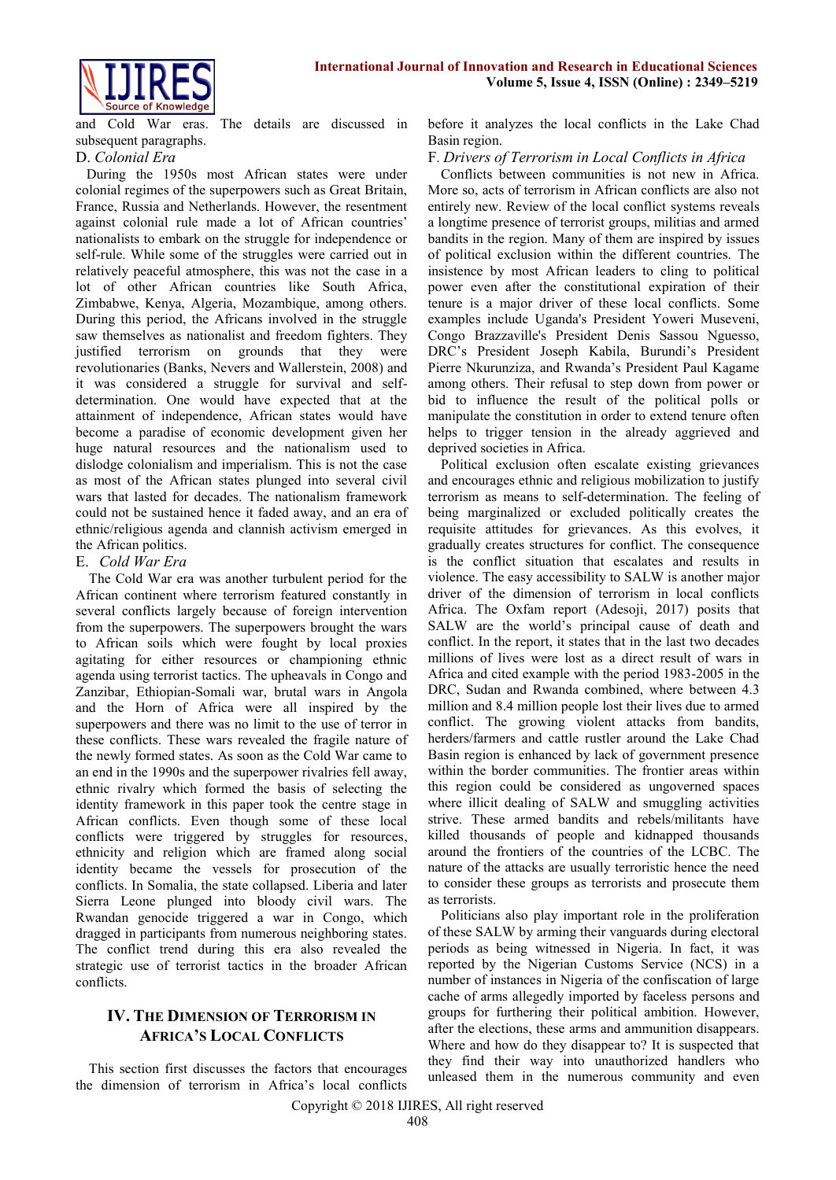and Cold War eras. The details are discussed in subsequent paragraphs.

### D. *Colonial Era*

During the 1950s most African states were under colonial regimes of the superpowers such as Great Britain, France, Russia and Netherlands. However, the resentment against colonial rule made a lot of African countries' nationalists to embark on the struggle for independence or self-rule. While some of the struggles were carried out in relatively peaceful atmosphere, this was not the case in a lot of other African countries like South Africa, Zimbabwe, Kenya, Algeria, Mozambique, among others. During this period, the Africans involved in the struggle saw themselves as nationalist and freedom fighters. They justified terrorism on grounds that they were revolutionaries (Banks, Nevers and Wallerstein, 2008) and it was considered a struggle for survival and self-determination. One would have expected that at the attainment of independence, African states would have become a paradise of economic development given her huge natural resources and the nationalism used to dislodge colonialism and imperialism. This is not the case as most of the African states plunged into several civil wars that lasted for decades. The nationalism framework could not be sustained hence it faded away, and an era of ethnic/religious agenda and clannish activism emerged in the African politics.

### E. *Cold War Era*

The Cold War era was another turbulent period for the African continent where terrorism featured constantly in several conflicts largely because of foreign intervention from the superpowers. The superpowers brought the wars to African soils which were fought by local proxies agitating for either resources or championing ethnic agenda using terrorist tactics. The upheavals in Congo and Zanzibar, Ethiopian-Somali war, brutal wars in Angola and the Horn of Africa were all inspired by the superpowers and there was no limit to the use of terror in these conflicts. These wars revealed the fragile nature of the newly formed states. As soon as the Cold War came to an end in the 1990s and the superpower rivalries fell away, ethnic rivalry which formed the basis of selecting the identity framework in this paper took the centre stage in African conflicts. Even though some of these local conflicts were triggered by struggles for resources, ethnicity and religion which are framed along social identity became the vessels for prosecution of the conflicts. In Somalia, the state collapsed. Liberia and later Sierra Leone plunged into bloody civil wars. The Rwandan genocide triggered a war in Congo, which dragged in participants from numerous neighboring states. The conflict trend during this era also revealed the strategic use of terrorist tactics in the broader African conflicts.

## IV. The Dimension of Terrorism in Africa's Local Conflicts

This section first discusses the factors that encourages the dimension of terrorism in Africa's local conflicts before it analyzes the local conflicts in the Lake Chad Basin region.

### F. *Drivers of Terrorism in Local Conflicts in Africa*

Conflicts between communities is not new in Africa. More so, acts of terrorism in African conflicts are also not entirely new. Review of the local conflict systems reveals a longtime presence of terrorist groups, militias and armed bandits in the region. Many of them are inspired by issues of political exclusion within the different countries. The insistence by most African leaders to cling to political power even after the constitutional expiration of their tenure is a major driver of these local conflicts. Some examples include Uganda's President Yoweri Museveni, Congo Brazzaville's President Denis Sassou Nguesso, DRC's President Joseph Kabila, Burundi's President Pierre Nkurunziza, and Rwanda's President Paul Kagame among others. Their refusal to step down from power or bid to influence the result of the political polls or manipulate the constitution in order to extend tenure often helps to trigger tension in the already aggrieved and deprived societies in Africa.

Political exclusion often escalate existing grievances and encourages ethnic and religious mobilization to justify terrorism as means to self-determination. The feeling of being marginalized or excluded politically creates the requisite attitudes for grievances. As this evolves, it gradually creates structures for conflict. The consequence is the conflict situation that escalates and results in violence. The easy accessibility to SALW is another major driver of the dimension of terrorism in local conflicts Africa. The Oxfam report (Adesoji, 2017) posits that SALW are the world's principal cause of death and conflict. In the report, it states that in the last two decades millions of lives were lost as a direct result of wars in Africa and cited example with the period 1983-2005 in the DRC, Sudan and Rwanda combined, where between 4.3 million and 8.4 million people lost their lives due to armed conflict. The growing violent attacks from bandits, herders/farmers and cattle rustler around the Lake Chad Basin region is enhanced by lack of government presence within the border communities. The frontier areas within this region could be considered as ungoverned spaces where illicit dealing of SALW and smuggling activities strive. These armed bandits and rebels/militants have killed thousands of people and kidnapped thousands around the frontiers of the countries of the LCBC. The nature of the attacks are usually terroristic hence the need to consider these groups as terrorists and prosecute them as terrorists.

Politicians also play important role in the proliferation of these SALW by arming their vanguards during electoral periods as being witnessed in Nigeria. In fact, it was reported by the Nigerian Customs Service (NCS) in a number of instances in Nigeria of the confiscation of large cache of arms allegedly imported by faceless persons and groups for furthering their political ambition. However, after the elections, these arms and ammunition disappears. Where and how do they disappear to? It is suspected that they find their way into unauthorized handlers who unleased them in the numerous community and even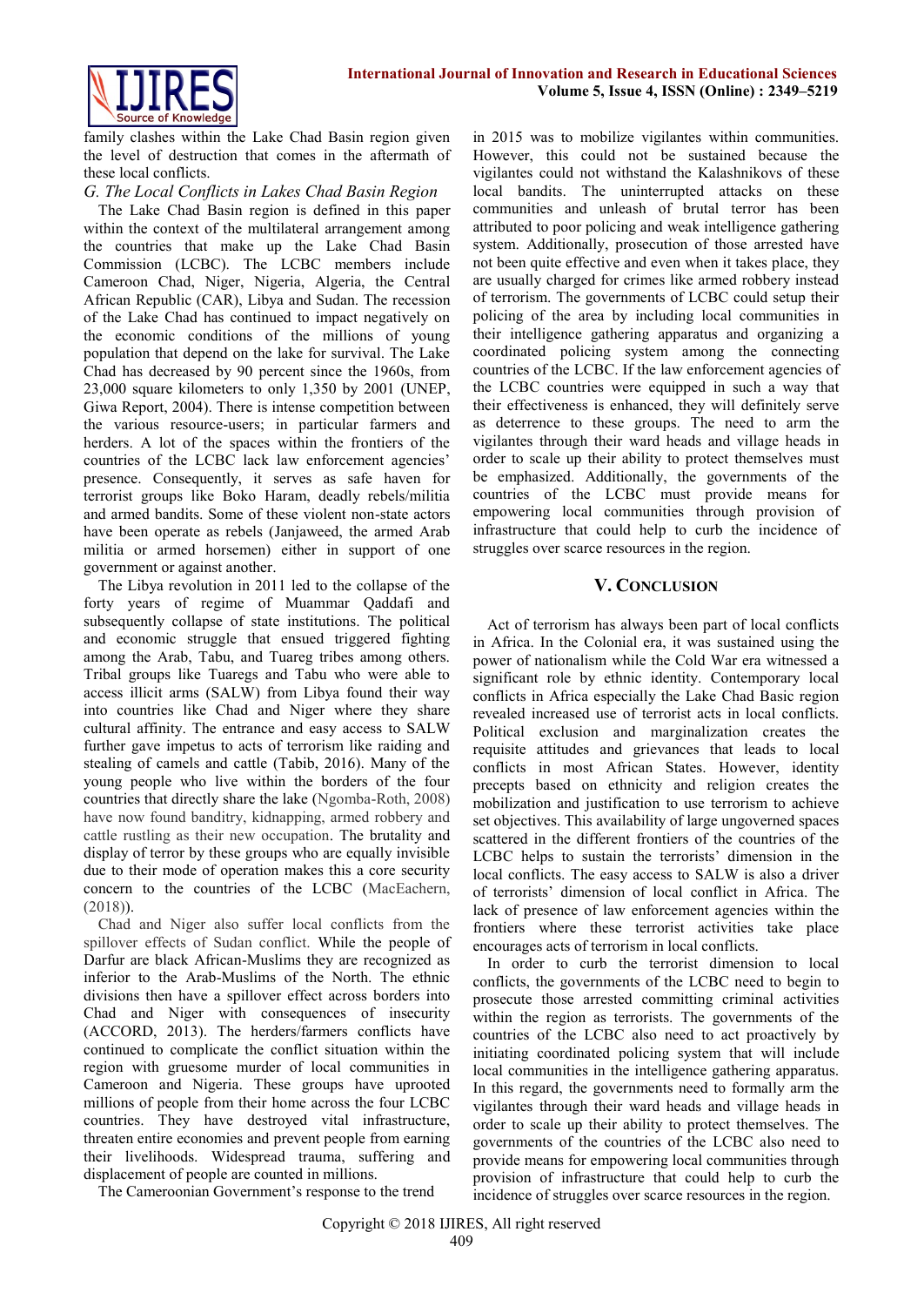family clashes within the Lake Chad Basin region given the level of destruction that comes in the aftermath of these local conflicts.

### *G. The Local Conflicts in Lakes Chad Basin Region*

The Lake Chad Basin region is defined in this paper within the context of the multilateral arrangement among the countries that make up the Lake Chad Basin Commission (LCBC). The LCBC members include Cameroon Chad, Niger, Nigeria, Algeria, the Central African Republic (CAR), Libya and Sudan. The recession of the Lake Chad has continued to impact negatively on the economic conditions of the millions of young population that depend on the lake for survival. The Lake Chad has decreased by 90 percent since the 1960s, from 23,000 square kilometers to only 1,350 by 2001 (UNEP, Giwa Report, 2004). There is intense competition between the various resource-users; in particular farmers and herders. A lot of the spaces within the frontiers of the countries of the LCBC lack law enforcement agencies' presence. Consequently, it serves as safe haven for terrorist groups like Boko Haram, deadly rebels/militia and armed bandits. Some of these violent non-state actors have been operate as rebels (Janjaweed, the armed Arab militia or armed horsemen) either in support of one government or against another.

The Libya revolution in 2011 led to the collapse of the forty years of regime of Muammar Qaddafi and subsequently collapse of state institutions. The political and economic struggle that ensued triggered fighting among the Arab, Tabu, and Tuareg tribes among others. Tribal groups like Tuaregs and Tabu who were able to access illicit arms (SALW) from Libya found their way into countries like Chad and Niger where they share cultural affinity. The entrance and easy access to SALW further gave impetus to acts of terrorism like raiding and stealing of camels and cattle (Tabib, 2016). Many of the young people who live within the borders of the four countries that directly share the lake (Ngomba-Roth, 2008) have now found banditry, kidnapping, armed robbery and cattle rustling as their new occupation. The brutality and display of terror by these groups who are equally invisible due to their mode of operation makes this a core security concern to the countries of the LCBC (MacEachern, (2018)).

Chad and Niger also suffer local conflicts from the spillover effects of Sudan conflict. While the people of Darfur are black African-Muslims they are recognized as inferior to the Arab-Muslims of the North. The ethnic divisions then have a spillover effect across borders into Chad and Niger with consequences of insecurity (ACCORD, 2013). The herders/farmers conflicts have continued to complicate the conflict situation within the region with gruesome murder of local communities in Cameroon and Nigeria. These groups have uprooted millions of people from their home across the four LCBC countries. They have destroyed vital infrastructure, threaten entire economies and prevent people from earning their livelihoods. Widespread trauma, suffering and displacement of people are counted in millions.

The Cameroonian Government's response to the trend in 2015 was to mobilize vigilantes within communities. However, this could not be sustained because the vigilantes could not withstand the Kalashnikovs of these local bandits. The uninterrupted attacks on these communities and unleash of brutal terror has been attributed to poor policing and weak intelligence gathering system. Additionally, prosecution of those arrested have not been quite effective and even when it takes place, they are usually charged for crimes like armed robbery instead of terrorism. The governments of LCBC could setup their policing of the area by including local communities in their intelligence gathering apparatus and organizing a coordinated policing system among the connecting countries of the LCBC. If the law enforcement agencies of the LCBC countries were equipped in such a way that their effectiveness is enhanced, they will definitely serve as deterrence to these groups. The need to arm the vigilantes through their ward heads and village heads in order to scale up their ability to protect themselves must be emphasized. Additionally, the governments of the countries of the LCBC must provide means for empowering local communities through provision of infrastructure that could help to curb the incidence of struggles over scarce resources in the region.

## V. Conclusion

Act of terrorism has always been part of local conflicts in Africa. In the Colonial era, it was sustained using the power of nationalism while the Cold War era witnessed a significant role by ethnic identity. Contemporary local conflicts in Africa especially the Lake Chad Basic region revealed increased use of terrorist acts in local conflicts. Political exclusion and marginalization creates the requisite attitudes and grievances that leads to local conflicts in most African States. However, identity precepts based on ethnicity and religion creates the mobilization and justification to use terrorism to achieve set objectives. This availability of large ungoverned spaces scattered in the different frontiers of the countries of the LCBC helps to sustain the terrorists' dimension in the local conflicts. The easy access to SALW is also a driver of terrorists' dimension of local conflict in Africa. The lack of presence of law enforcement agencies within the frontiers where these terrorist activities take place encourages acts of terrorism in local conflicts.

In order to curb the terrorist dimension to local conflicts, the governments of the LCBC need to begin to prosecute those arrested committing criminal activities within the region as terrorists. The governments of the countries of the LCBC also need to act proactively by initiating coordinated policing system that will include local communities in the intelligence gathering apparatus. In this regard, the governments need to formally arm the vigilantes through their ward heads and village heads in order to scale up their ability to protect themselves. The governments of the countries of the LCBC also need to provide means for empowering local communities through provision of infrastructure that could help to curb the incidence of struggles over scarce resources in the region.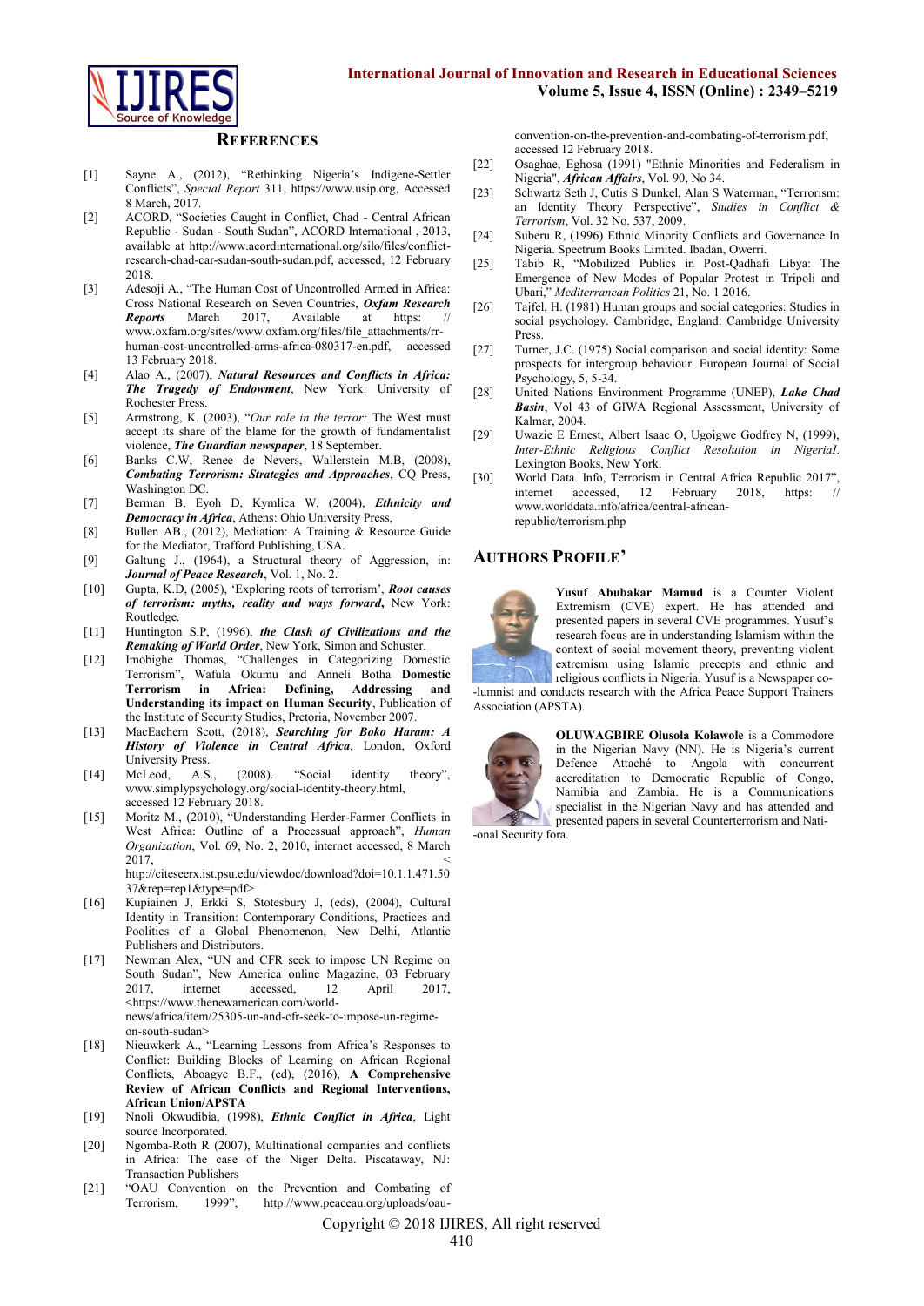## REFERENCES

[1] Sayne A., (2012), "Rethinking Nigeria's Indigene-Settler Conflicts", *Special Report* 311, https://www.usip.org, Accessed 8 March, 2017.

[2] ACORD, "Societies Caught in Conflict, Chad - Central African Republic - Sudan - South Sudan", ACORD International , 2013, available at http://www.acordinternational.org/silo/files/conflict-research-chad-car-sudan-south-sudan.pdf, accessed, 12 February 2018.

[3] Adesoji A., "The Human Cost of Uncontrolled Armed in Africa: Cross National Research on Seven Countries, ***Oxfam Research Reports*** March 2017, Available at https: // www.oxfam.org/sites/www.oxfam.org/files/file_attachments/rr-human-cost-uncontrolled-arms-africa-080317-en.pdf, accessed 13 February 2018.

[4] Alao A., (2007), ***Natural Resources and Conflicts in Africa: The Tragedy of Endowment***, New York: University of Rochester Press.

[5] Armstrong, K. (2003), "*Our role in the terror:* The West must accept its share of the blame for the growth of fundamentalist violence, ***The Guardian newspaper***, 18 September.

[6] Banks C.W, Renee de Nevers, Wallerstein M.B, (2008), ***Combating Terrorism: Strategies and Approaches***, CQ Press, Washington DC.

[7] Berman B, Eyoh D, Kymlica W, (2004), ***Ethnicity and Democracy in Africa***, Athens: Ohio University Press,

[8] Bullen AB., (2012), Mediation: A Training & Resource Guide for the Mediator, Trafford Publishing, USA.

[9] Galtung J., (1964), a Structural theory of Aggression, in: ***Journal of Peace Research***, Vol. 1, No. 2.

[10] Gupta, K.D, (2005), 'Exploring roots of terrorism', ***Root causes of terrorism: myths, reality and ways forward***, New York: Routledge.

[11] Huntington S.P, (1996), ***the Clash of Civilizations and the Remaking of World Order***, New York, Simon and Schuster.

[12] Imobighe Thomas, "Challenges in Categorizing Domestic Terrorism", Wafula Okumu and Anneli Botha **Domestic Terrorism in Africa: Defining, Addressing and Understanding its impact on Human Security**, Publication of the Institute of Security Studies, Pretoria, November 2007.

[13] MacEachern Scott, (2018), ***Searching for Boko Haram: A History of Violence in Central Africa***, London, Oxford University Press.

[14] McLeod, A.S., (2008). "Social identity theory", www.simplypsychology.org/social-identity-theory.html, accessed 12 February 2018.

[15] Moritz M., (2010), "Understanding Herder-Farmer Conflicts in West Africa: Outline of a Processual approach", *Human Organization*, Vol. 69, No. 2, 2010, internet accessed, 8 March 2017, < http://citeseerx.ist.psu.edu/viewdoc/download?doi=10.1.1.471.5037&rep=rep1&type=pdf>

[16] Kupiainen J, Erkki S, Stotesbury J, (eds), (2004), Cultural Identity in Transition: Contemporary Conditions, Practices and Poolitics of a Global Phenomenon, New Delhi, Atlantic Publishers and Distributors.

[17] Newman Alex, "UN and CFR seek to impose UN Regime on South Sudan", New America online Magazine, 03 February 2017, internet accessed, 12 April 2017, <https://www.thenewamerican.com/world-news/africa/item/25305-un-and-cfr-seek-to-impose-un-regime-on-south-sudan>

[18] Nieuwkerk A., "Learning Lessons from Africa's Responses to Conflict: Building Blocks of Learning on African Regional Conflicts, Aboagye B.F., (ed), (2016), **A Comprehensive Review of African Conflicts and Regional Interventions, African Union/APSTA**

[19] Nnoli Okwudibia, (1998), ***Ethnic Conflict in Africa***, Light source Incorporated.

[20] Ngomba-Roth R (2007), Multinational companies and conflicts in Africa: The case of the Niger Delta. Piscataway, NJ: Transaction Publishers

[21] "OAU Convention on the Prevention and Combating of Terrorism, 1999", http://www.peaceau.org/uploads/oau-convention-on-the-prevention-and-combating-of-terrorism.pdf, accessed 12 February 2018.

[22] Osaghae, Eghosa (1991) "Ethnic Minorities and Federalism in Nigeria", ***African Affairs***, Vol. 90, No 34.

[23] Schwartz Seth J, Cutis S Dunkel, Alan S Waterman, "Terrorism: an Identity Theory Perspective", *Studies in Conflict & Terrorism*, Vol. 32 No. 537, 2009.

[24] Suberu R, (1996) Ethnic Minority Conflicts and Governance In Nigeria. Spectrum Books Limited. Ibadan, Owerri.

[25] Tabib R, "Mobilized Publics in Post-Qadhafi Libya: The Emergence of New Modes of Popular Protest in Tripoli and Ubari," *Mediterranean Politics* 21, No. 1 2016.

[26] Tajfel, H. (1981) Human groups and social categories: Studies in social psychology. Cambridge, England: Cambridge University Press.

[27] Turner, J.C. (1975) Social comparison and social identity: Some prospects for intergroup behaviour. European Journal of Social Psychology, 5, 5-34.

[28] United Nations Environment Programme (UNEP), ***Lake Chad Basin***, Vol 43 of GIWA Regional Assessment, University of Kalmar, 2004.

[29] Uwazie E Ernest, Albert Isaac O, Ugoigwe Godfrey N, (1999), *Inter-Ethnic Religious Conflict Resolution in NigeriaI*. Lexington Books, New York.

[30] World Data. Info, Terrorism in Central Africa Republic 2017", internet accessed, 12 February 2018, https: // www.worlddata.info/africa/central-african-republic/terrorism.php

## AUTHORS PROFILE'

**Yusuf Abubakar Mamud** is a Counter Violent Extremism (CVE) expert. He has attended and presented papers in several CVE programmes. Yusuf's research focus are in understanding Islamism within the context of social movement theory, preventing violent extremism using Islamic precepts and ethnic and religious conflicts in Nigeria. Yusuf is a Newspaper co-lumnist and conducts research with the Africa Peace Support Trainers Association (APSTA).

**OLUWAGBIRE Olusola Kolawole** is a Commodore in the Nigerian Navy (NN). He is Nigeria's current Defence Attaché to Angola with concurrent accreditation to Democratic Republic of Congo, Namibia and Zambia. He is a Communications specialist in the Nigerian Navy and has attended and presented papers in several Counterterrorism and Nati-onal Security fora.